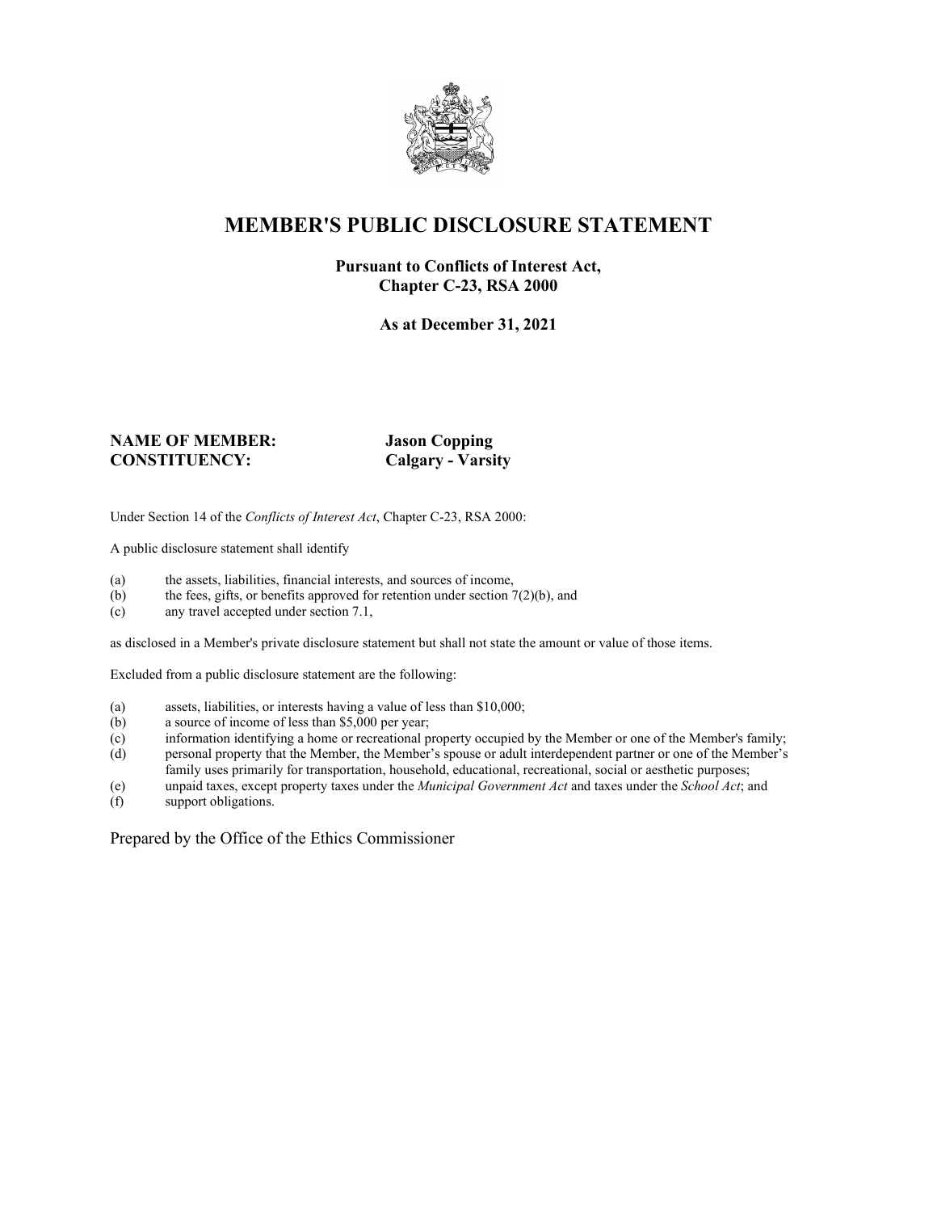# MEMBER'S PUBLIC DISCLOSURE STATEMENT

**Pursuant to Conflicts of Interest Act, Chapter C-23, RSA 2000**

**As at December 31, 2021**

**NAME OF MEMBER:** **Jason Copping**
**CONSTITUENCY:** **Calgary - Varsity**

Under Section 14 of the *Conflicts of Interest Act*, Chapter C-23, RSA 2000:

A public disclosure statement shall identify

(a) the assets, liabilities, financial interests, and sources of income,
(b) the fees, gifts, or benefits approved for retention under section 7(2)(b), and
(c) any travel accepted under section 7.1,

as disclosed in a Member's private disclosure statement but shall not state the amount or value of those items.

Excluded from a public disclosure statement are the following:

(a) assets, liabilities, or interests having a value of less than $10,000;
(b) a source of income of less than $5,000 per year;
(c) information identifying a home or recreational property occupied by the Member or one of the Member's family;
(d) personal property that the Member, the Member's spouse or adult interdependent partner or one of the Member's family uses primarily for transportation, household, educational, recreational, social or aesthetic purposes;
(e) unpaid taxes, except property taxes under the *Municipal Government Act* and taxes under the *School Act*; and
(f) support obligations.

Prepared by the Office of the Ethics Commissioner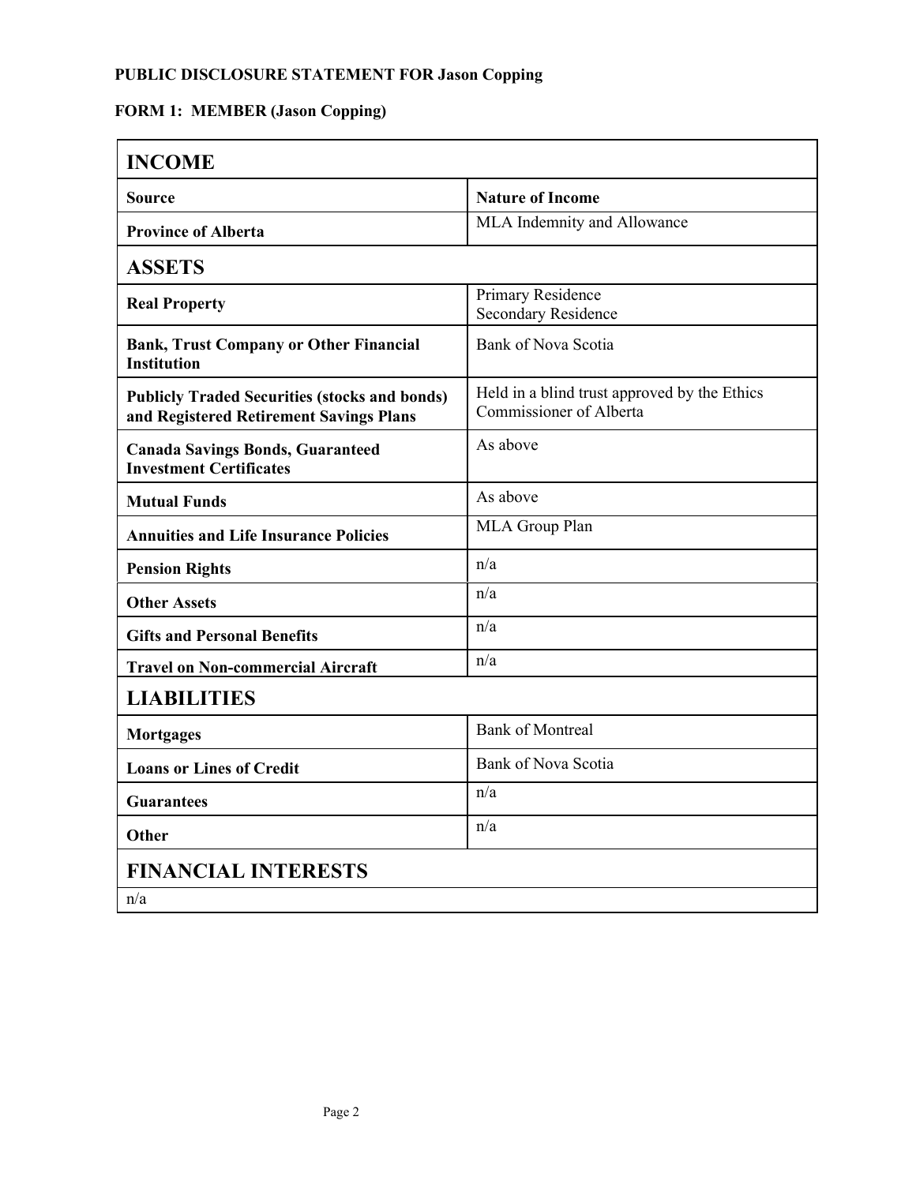**PUBLIC DISCLOSURE STATEMENT FOR Jason Copping**

**FORM 1: MEMBER (Jason Copping)**

## INCOME

| Source | Nature of Income |
|---|---|
| **Province of Alberta** | MLA Indemnity and Allowance |

## ASSETS

| | |
|---|---|
| **Real Property** | Primary Residence<br>Secondary Residence |
| **Bank, Trust Company or Other Financial Institution** | Bank of Nova Scotia |
| **Publicly Traded Securities (stocks and bonds) and Registered Retirement Savings Plans** | Held in a blind trust approved by the Ethics Commissioner of Alberta |
| **Canada Savings Bonds, Guaranteed Investment Certificates** | As above |
| **Mutual Funds** | As above |
| **Annuities and Life Insurance Policies** | MLA Group Plan |
| **Pension Rights** | n/a |
| **Other Assets** | n/a |
| **Gifts and Personal Benefits** | n/a |
| **Travel on Non-commercial Aircraft** | n/a |

## LIABILITIES

| | |
|---|---|
| **Mortgages** | Bank of Montreal |
| **Loans or Lines of Credit** | Bank of Nova Scotia |
| **Guarantees** | n/a |
| **Other** | n/a |

## FINANCIAL INTERESTS

n/a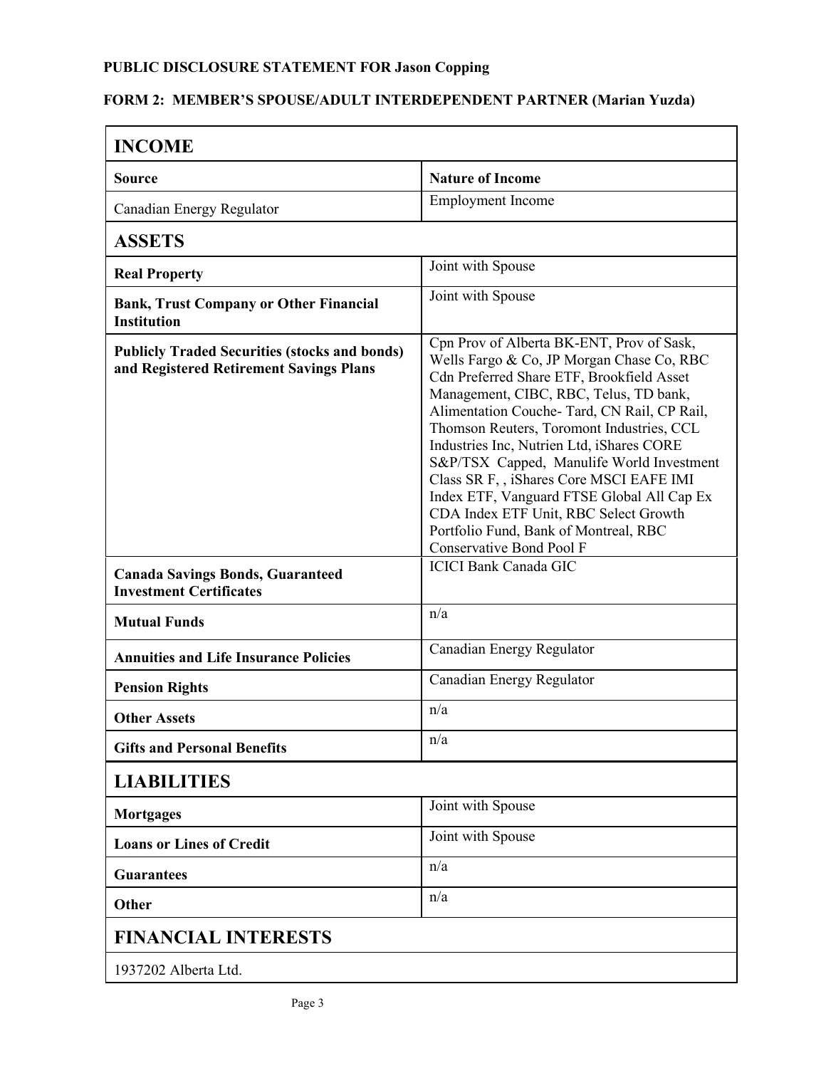**PUBLIC DISCLOSURE STATEMENT FOR Jason Copping**

**FORM 2: MEMBER'S SPOUSE/ADULT INTERDEPENDENT PARTNER (Marian Yuzda)**

| **INCOME** | |
|---|---|
| **Source** | **Nature of Income** |
| Canadian Energy Regulator | Employment Income |
| **ASSETS** | |
| **Real Property** | Joint with Spouse |
| **Bank, Trust Company or Other Financial Institution** | Joint with Spouse |
| **Publicly Traded Securities (stocks and bonds) and Registered Retirement Savings Plans** | Cpn Prov of Alberta BK-ENT, Prov of Sask, Wells Fargo & Co, JP Morgan Chase Co, RBC Cdn Preferred Share ETF, Brookfield Asset Management, CIBC, RBC, Telus, TD bank, Alimentation Couche- Tard, CN Rail, CP Rail, Thomson Reuters, Toromont Industries, CCL Industries Inc, Nutrien Ltd, iShares CORE S&P/TSX Capped, Manulife World Investment Class SR F, , iShares Core MSCI EAFE IMI Index ETF, Vanguard FTSE Global All Cap Ex CDA Index ETF Unit, RBC Select Growth Portfolio Fund, Bank of Montreal, RBC Conservative Bond Pool F |
| **Canada Savings Bonds, Guaranteed Investment Certificates** | ICICI Bank Canada GIC |
| **Mutual Funds** | n/a |
| **Annuities and Life Insurance Policies** | Canadian Energy Regulator |
| **Pension Rights** | Canadian Energy Regulator |
| **Other Assets** | n/a |
| **Gifts and Personal Benefits** | n/a |
| **LIABILITIES** | |
| **Mortgages** | Joint with Spouse |
| **Loans or Lines of Credit** | Joint with Spouse |
| **Guarantees** | n/a |
| **Other** | n/a |
| **FINANCIAL INTERESTS** | |
| 1937202 Alberta Ltd. | |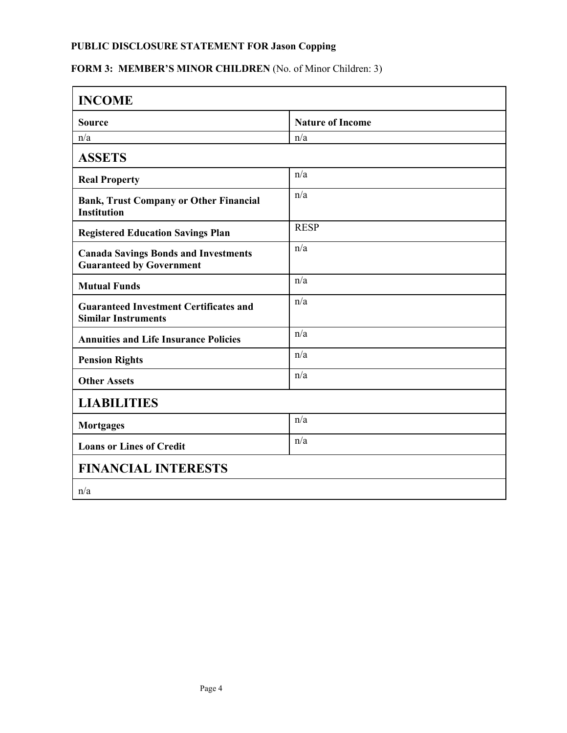**PUBLIC DISCLOSURE STATEMENT FOR Jason Copping**

**FORM 3: MEMBER'S MINOR CHILDREN** (No. of Minor Children: 3)

| **INCOME** | |
|---|---|
| **Source** | **Nature of Income** |
| n/a | n/a |
| **ASSETS** | |
| **Real Property** | n/a |
| **Bank, Trust Company or Other Financial Institution** | n/a |
| **Registered Education Savings Plan** | RESP |
| **Canada Savings Bonds and Investments Guaranteed by Government** | n/a |
| **Mutual Funds** | n/a |
| **Guaranteed Investment Certificates and Similar Instruments** | n/a |
| **Annuities and Life Insurance Policies** | n/a |
| **Pension Rights** | n/a |
| **Other Assets** | n/a |
| **LIABILITIES** | |
| **Mortgages** | n/a |
| **Loans or Lines of Credit** | n/a |
| **FINANCIAL INTERESTS** | |
| n/a | |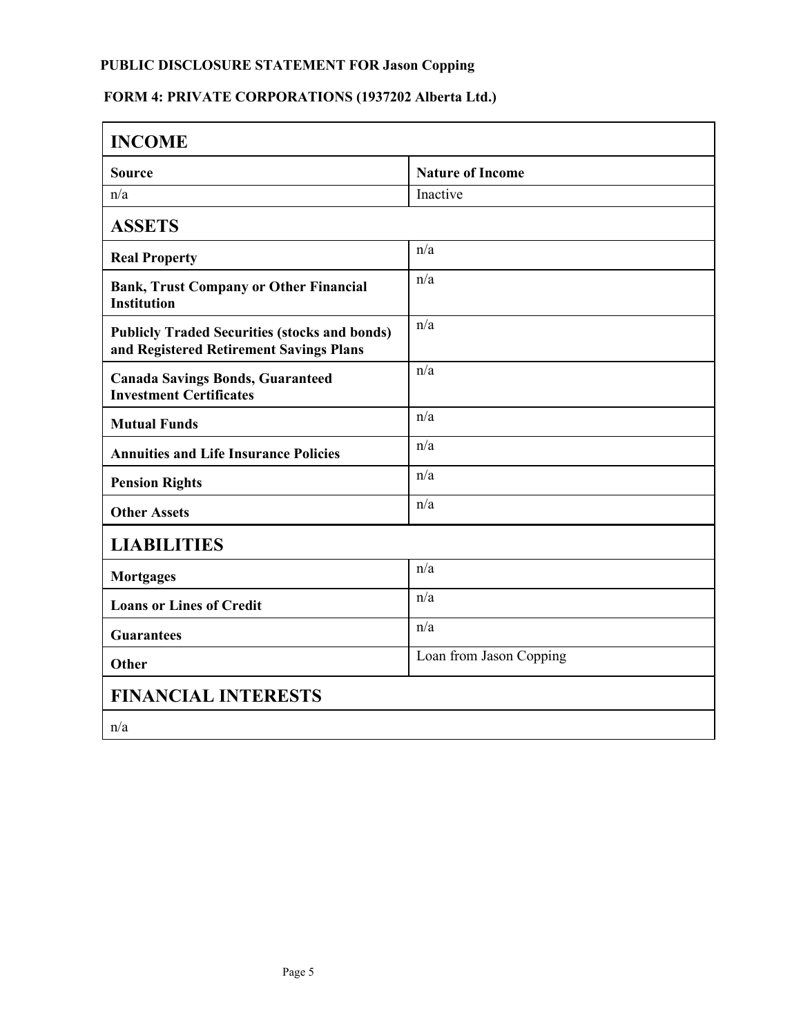**PUBLIC DISCLOSURE STATEMENT FOR Jason Copping**

**FORM 4: PRIVATE CORPORATIONS (1937202 Alberta Ltd.)**

| INCOME | |
|---|---|
| **Source** | **Nature of Income** |
| n/a | Inactive |
| **ASSETS** | |
| **Real Property** | n/a |
| **Bank, Trust Company or Other Financial Institution** | n/a |
| **Publicly Traded Securities (stocks and bonds) and Registered Retirement Savings Plans** | n/a |
| **Canada Savings Bonds, Guaranteed Investment Certificates** | n/a |
| **Mutual Funds** | n/a |
| **Annuities and Life Insurance Policies** | n/a |
| **Pension Rights** | n/a |
| **Other Assets** | n/a |
| **LIABILITIES** | |
| **Mortgages** | n/a |
| **Loans or Lines of Credit** | n/a |
| **Guarantees** | n/a |
| **Other** | Loan from Jason Copping |
| **FINANCIAL INTERESTS** | |
| n/a | |